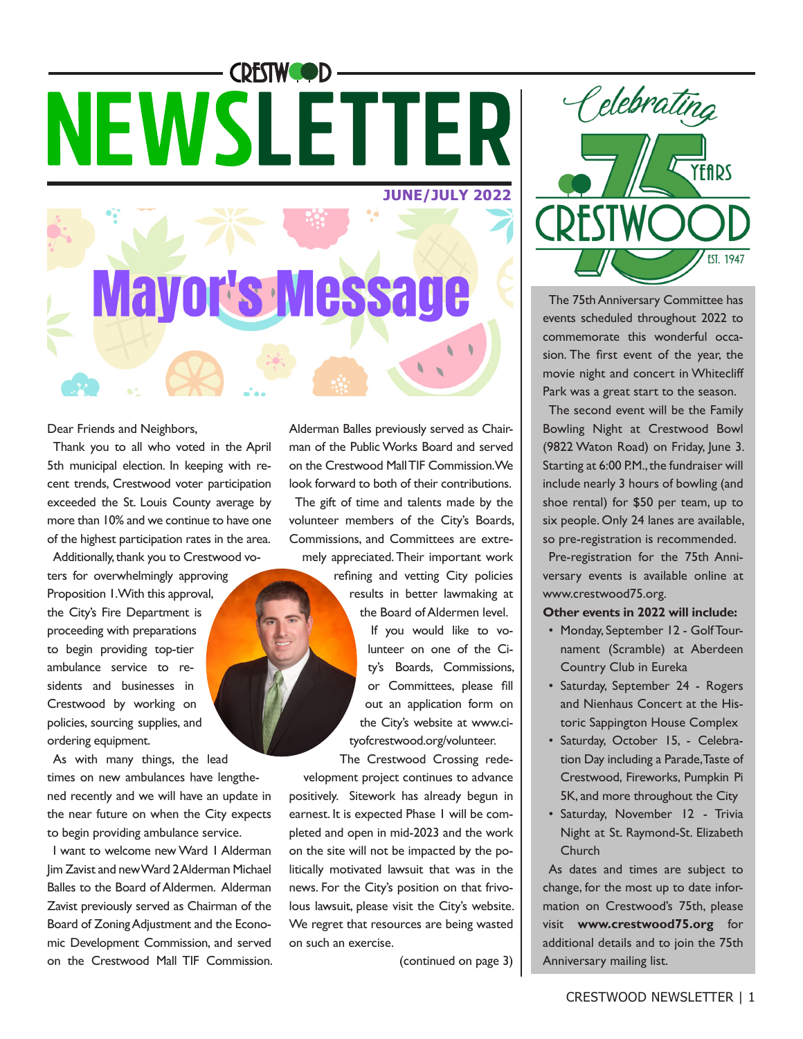# CRESTWOOD NEWSLETTER

**JUNE/JULY 2022**

## Mayor's Message

Dear Friends and Neighbors,

Thank you to all who voted in the April 5th municipal election. In keeping with recent trends, Crestwood voter participation exceeded the St. Louis County average by more than 10% and we continue to have one of the highest participation rates in the area.

Additionally, thank you to Crestwood voters for overwhelmingly approving Proposition 1. With this approval, the City's Fire Department is proceeding with preparations to begin providing top-tier ambulance service to residents and businesses in Crestwood by working on policies, sourcing supplies, and ordering equipment.

As with many things, the lead times on new ambulances have lengthened recently and we will have an update in the near future on when the City expects to begin providing ambulance service.

I want to welcome new Ward 1 Alderman Jim Zavist and new Ward 2 Alderman Michael Balles to the Board of Aldermen. Alderman Zavist previously served as Chairman of the Board of Zoning Adjustment and the Economic Development Commission, and served on the Crestwood Mall TIF Commission. Alderman Balles previously served as Chairman of the Public Works Board and served on the Crestwood Mall TIF Commission. We look forward to both of their contributions.

The gift of time and talents made by the volunteer members of the City's Boards, Commissions, and Committees are extremely appreciated. Their important work refining and vetting City policies results in better lawmaking at the Board of Aldermen level.

If you would like to volunteer on one of the City's Boards, Commissions, or Committees, please fill out an application form on the City's website at www.cityofcrestwood.org/volunteer.

The Crestwood Crossing redevelopment project continues to advance positively. Sitework has already begun in earnest. It is expected Phase 1 will be completed and open in mid-2023 and the work on the site will not be impacted by the politically motivated lawsuit that was in the news. For the City's position on that frivolous lawsuit, please visit the City's website. We regret that resources are being wasted on such an exercise.

(continued on page 3)

## Celebrating 75 Years Crestwood EST. 1947

The 75th Anniversary Committee has events scheduled throughout 2022 to commemorate this wonderful occasion. The first event of the year, the movie night and concert in Whitecliff Park was a great start to the season.

The second event will be the Family Bowling Night at Crestwood Bowl (9822 Waton Road) on Friday, June 3. Starting at 6:00 P.M., the fundraiser will include nearly 3 hours of bowling (and shoe rental) for $50 per team, up to six people. Only 24 lanes are available, so pre-registration is recommended.

Pre-registration for the 75th Anniversary events is available online at www.crestwood75.org.

**Other events in 2022 will include:**

- Monday, September 12 - Golf Tournament (Scramble) at Aberdeen Country Club in Eureka
- Saturday, September 24 - Rogers and Nienhaus Concert at the Historic Sappington House Complex
- Saturday, October 15, - Celebration Day including a Parade, Taste of Crestwood, Fireworks, Pumpkin Pi 5K, and more throughout the City
- Saturday, November 12 - Trivia Night at St. Raymond-St. Elizabeth Church

As dates and times are subject to change, for the most up to date information on Crestwood's 75th, please visit **www.crestwood75.org** for additional details and to join the 75th Anniversary mailing list.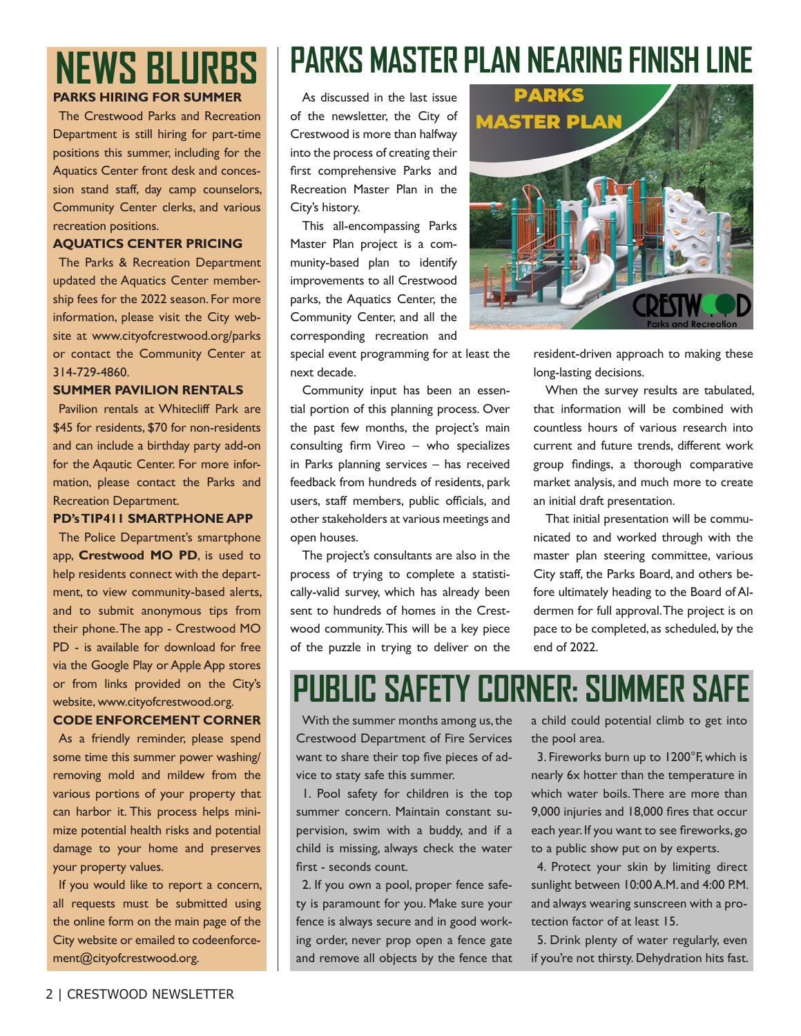# NEWS BLURBS

### PARKS HIRING FOR SUMMER

The Crestwood Parks and Recreation Department is still hiring for part-time positions this summer, including for the Aquatics Center front desk and concession stand staff, day camp counselors, Community Center clerks, and various recreation positions.

### AQUATICS CENTER PRICING

The Parks & Recreation Department updated the Aquatics Center membership fees for the 2022 season. For more information, please visit the City website at www.cityofcrestwood.org/parks or contact the Community Center at 314-729-4860.

### SUMMER PAVILION RENTALS

Pavilion rentals at Whitecliff Park are $45 for residents, $70 for non-residents and can include a birthday party add-on for the Aqautic Center. For more information, please contact the Parks and Recreation Department.

### PD's TIP411 SMARTPHONE APP

The Police Department's smartphone app, **Crestwood MO PD**, is used to help residents connect with the department, to view community-based alerts, and to submit anonymous tips from their phone. The app - Crestwood MO PD - is available for download for free via the Google Play or Apple App stores or from links provided on the City's website, www.cityofcrestwood.org.

### CODE ENFORCEMENT CORNER

As a friendly reminder, please spend some time this summer power washing/ removing mold and mildew from the various portions of your property that can harbor it. This process helps minimize potential health risks and potential damage to your home and preserves your property values.

If you would like to report a concern, all requests must be submitted using the online form on the main page of the City website or emailed to codeenforcement@cityofcrestwood.org.

# PARKS MASTER PLAN NEARING FINISH LINE

As discussed in the last issue of the newsletter, the City of Crestwood is more than halfway into the process of creating their first comprehensive Parks and Recreation Master Plan in the City's history.

This all-encompassing Parks Master Plan project is a community-based plan to identify improvements to all Crestwood parks, the Aquatics Center, the Community Center, and all the corresponding recreation and special event programming for at least the next decade.

Community input has been an essential portion of this planning process. Over the past few months, the project's main consulting firm Vireo – who specializes in Parks planning services – has received feedback from hundreds of residents, park users, staff members, public officials, and other stakeholders at various meetings and open houses.

The project's consultants are also in the process of trying to complete a statistically-valid survey, which has already been sent to hundreds of homes in the Crestwood community. This will be a key piece of the puzzle in trying to deliver on the resident-driven approach to making these long-lasting decisions.

When the survey results are tabulated, that information will be combined with countless hours of various research into current and future trends, different work group findings, a thorough comparative market analysis, and much more to create an initial draft presentation.

That initial presentation will be communicated to and worked through with the master plan steering committee, various City staff, the Parks Board, and others before ultimately heading to the Board of Aldermen for full approval. The project is on pace to be completed, as scheduled, by the end of 2022.

# PUBLIC SAFETY CORNER: SUMMER SAFE

With the summer months among us, the Crestwood Department of Fire Services want to share their top five pieces of advice to staty safe this summer.

1. Pool safety for children is the top summer concern. Maintain constant supervision, swim with a buddy, and if a child is missing, always check the water first - seconds count.

2. If you own a pool, proper fence safety is paramount for you. Make sure your fence is always secure and in good working order, never prop open a fence gate and remove all objects by the fence that a child could potential climb to get into the pool area.

3. Fireworks burn up to 1200°F, which is nearly 6x hotter than the temperature in which water boils. There are more than 9,000 injuries and 18,000 fires that occur each year. If you want to see fireworks, go to a public show put on by experts.

4. Protect your skin by limiting direct sunlight between 10:00 A.M. and 4:00 P.M. and always wearing sunscreen with a protection factor of at least 15.

5. Drink plenty of water regularly, even if you're not thirsty. Dehydration hits fast.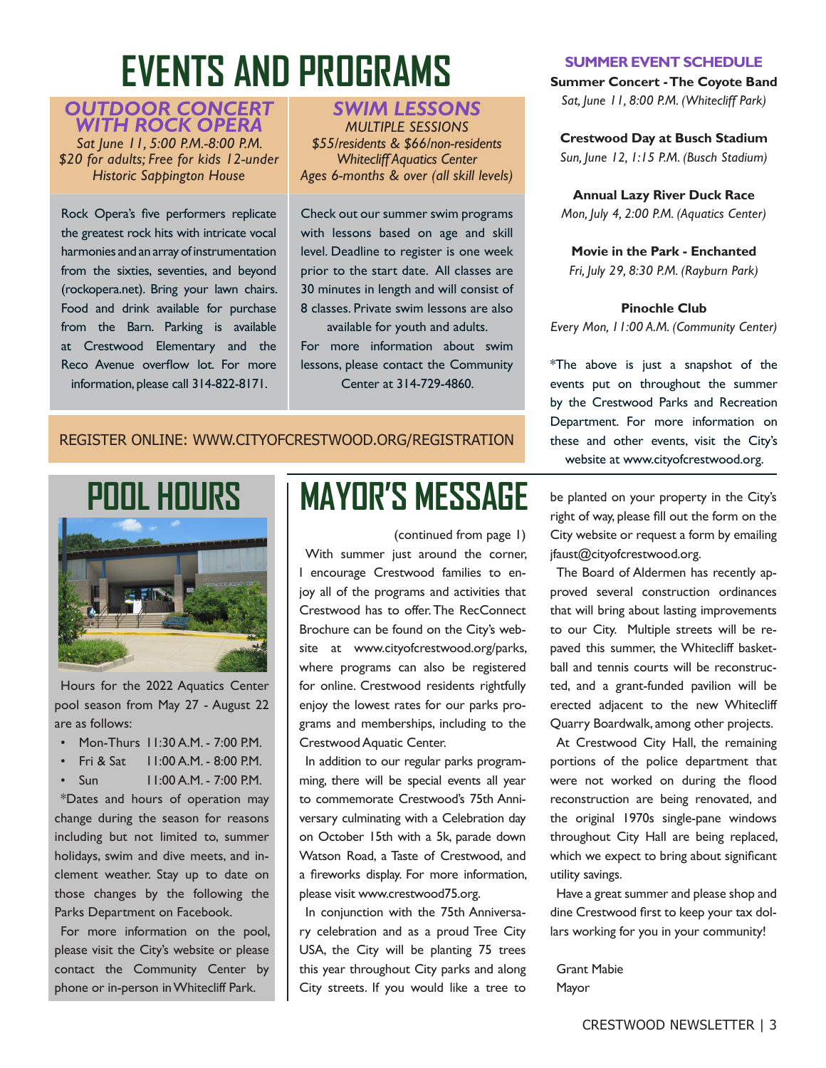# EVENTS AND PROGRAMS

### *OUTDOOR CONCERT WITH ROCK OPERA*

*Sat June 11, 5:00 P.M.-8:00 P.M.*
*$20 for adults; Free for kids 12-under*
*Historic Sappington House*

Rock Opera's five performers replicate the greatest rock hits with intricate vocal harmonies and an array of instrumentation from the sixties, seventies, and beyond (rockopera.net). Bring your lawn chairs. Food and drink available for purchase from the Barn. Parking is available at Crestwood Elementary and the Reco Avenue overflow lot. For more information, please call 314-822-8171.

### *SWIM LESSONS*

*MULTIPLE SESSIONS*
*$55/residents & $66/non-residents*
*Whitecliff Aquatics Center*
*Ages 6-months & over (all skill levels)*

Check out our summer swim programs with lessons based on age and skill level. Deadline to register is one week prior to the start date. All classes are 30 minutes in length and will consist of 8 classes. Private swim lessons are also available for youth and adults.

For more information about swim lessons, please contact the Community Center at 314-729-4860.

REGISTER ONLINE: WWW.CITYOFCRESTWOOD.ORG/REGISTRATION

### SUMMER EVENT SCHEDULE

**Summer Concert - The Coyote Band**
*Sat, June 11, 8:00 P.M. (Whitecliff Park)*

**Crestwood Day at Busch Stadium**
*Sun, June 12, 1:15 P.M. (Busch Stadium)*

**Annual Lazy River Duck Race**
*Mon, July 4, 2:00 P.M. (Aquatics Center)*

**Movie in the Park - Enchanted**
*Fri, July 29, 8:30 P.M. (Rayburn Park)*

**Pinochle Club**
*Every Mon, 11:00 A.M. (Community Center)*

*The above is just a snapshot of the events put on throughout the summer by the Crestwood Parks and Recreation Department. For more information on these and other events, visit the City's website at www.cityofcrestwood.org.

# POOL HOURS

Hours for the 2022 Aquatics Center pool season from May 27 - August 22 are as follows:

- Mon-Thurs 11:30 A.M. - 7:00 P.M.
- Fri & Sat 11:00 A.M. - 8:00 P.M.
- Sun 11:00 A.M. - 7:00 P.M.

*Dates and hours of operation may change during the season for reasons including but not limited to, summer holidays, swim and dive meets, and inclement weather. Stay up to date on those changes by the following the Parks Department on Facebook.

For more information on the pool, please visit the City's website or please contact the Community Center by phone or in-person in Whitecliff Park.

# MAYOR'S MESSAGE

(continued from page 1)

With summer just around the corner, I encourage Crestwood families to enjoy all of the programs and activities that Crestwood has to offer. The RecConnect Brochure can be found on the City's website at www.cityofcrestwood.org/parks, where programs can also be registered for online. Crestwood residents rightfully enjoy the lowest rates for our parks programs and memberships, including to the Crestwood Aquatic Center.

In addition to our regular parks programming, there will be special events all year to commemorate Crestwood's 75th Anniversary culminating with a Celebration day on October 15th with a 5k, parade down Watson Road, a Taste of Crestwood, and a fireworks display. For more information, please visit www.crestwood75.org.

In conjunction with the 75th Anniversary celebration and as a proud Tree City USA, the City will be planting 75 trees this year throughout City parks and along City streets. If you would like a tree to be planted on your property in the City's right of way, please fill out the form on the City website or request a form by emailing jfaust@cityofcrestwood.org.

The Board of Aldermen has recently approved several construction ordinances that will bring about lasting improvements to our City. Multiple streets will be repaved this summer, the Whitecliff basketball and tennis courts will be reconstructed, and a grant-funded pavilion will be erected adjacent to the new Whitecliff Quarry Boardwalk, among other projects.

At Crestwood City Hall, the remaining portions of the police department that were not worked on during the flood reconstruction are being renovated, and the original 1970s single-pane windows throughout City Hall are being replaced, which we expect to bring about significant utility savings.

Have a great summer and please shop and dine Crestwood first to keep your tax dollars working for you in your community!

Grant Mabie
Mayor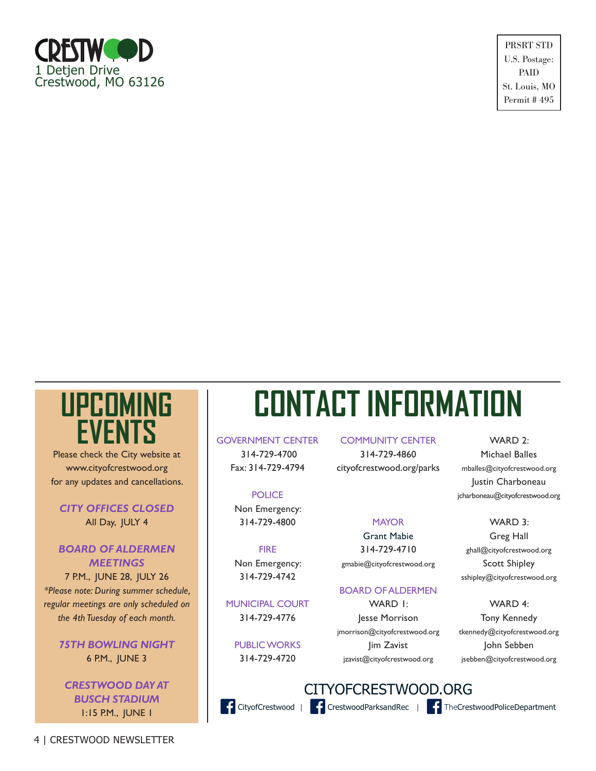CRESTWOOD
1 Detjen Drive
Crestwood, MO 63126

PRSRT STD
U.S. Postage:
PAID
St. Louis, MO
Permit # 495

# UPCOMING EVENTS

Please check the City website at www.cityofcrestwood.org for any updates and cancellations.

***CITY OFFICES CLOSED***
All Day, JULY 4

***BOARD OF ALDERMEN MEETINGS***
7 P.M., JUNE 28, JULY 26
*\*Please note: During summer schedule, regular meetings are only scheduled on the 4th Tuesday of each month.*

***75TH BOWLING NIGHT***
6 P.M., JUNE 3

***CRESTWOOD DAY AT BUSCH STADIUM***
1:15 P.M., JUNE 1

# CONTACT INFORMATION

**GOVERNMENT CENTER**
314-729-4700
Fax: 314-729-4794

**POLICE**
Non Emergency:
314-729-4800

**FIRE**
Non Emergency:
314-729-4742

**MUNICIPAL COURT**
314-729-4776

**PUBLIC WORKS**
314-729-4720

**COMMUNITY CENTER**
314-729-4860
cityofcrestwood.org/parks

**MAYOR**
Grant Mabie
314-729-4710
gmabie@cityofcrestwood.org

**BOARD OF ALDERMEN**

WARD 1:
Jesse Morrison
jmorrison@cityofcrestwood.org
Jim Zavist
jzavist@cityofcrestwood.org

WARD 2:
Michael Balles
mballes@cityofcrestwood.org
Justin Charboneau
jcharboneau@cityofcrestwood.org

WARD 3:
Greg Hall
ghall@cityofcrestwood.org
Scott Shipley
sshipley@cityofcrestwood.org

WARD 4:
Tony Kennedy
tkennedy@cityofcrestwood.org
John Sebben
jsebben@cityofcrestwood.org

CITYOFCRESTWOOD.ORG

CityofCrestwood | CrestwoodParksandRec | TheCrestwoodPoliceDepartment